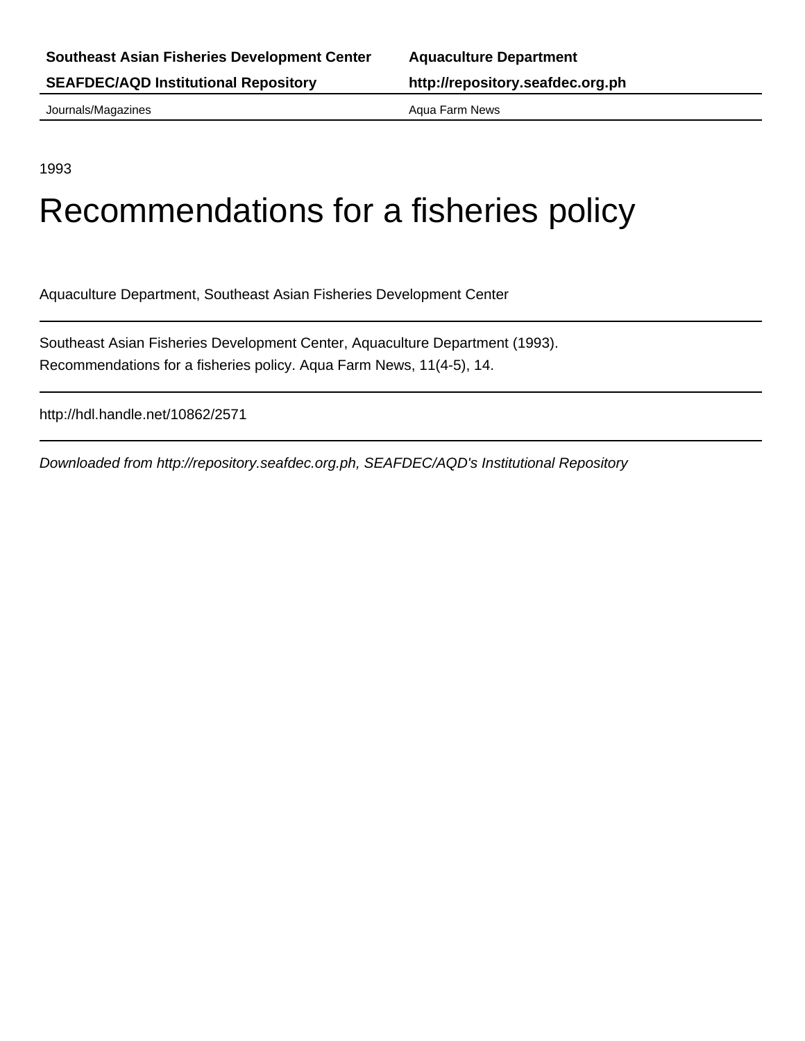**Southeast Asian Fisheries Development Center** | **Aquaculture Department**

**SEAFDEC/AQD Institutional Repository** | **http://repository.seafdec.org.ph**

Journals/Magazines | Aqua Farm News

---

1993

# Recommendations for a fisheries policy

Aquaculture Department, Southeast Asian Fisheries Development Center

---

Southeast Asian Fisheries Development Center, Aquaculture Department (1993). Recommendations for a fisheries policy. Aqua Farm News, 11(4-5), 14.

---

http://hdl.handle.net/10862/2571

---

*Downloaded from http://repository.seafdec.org.ph, SEAFDEC/AQD's Institutional Repository*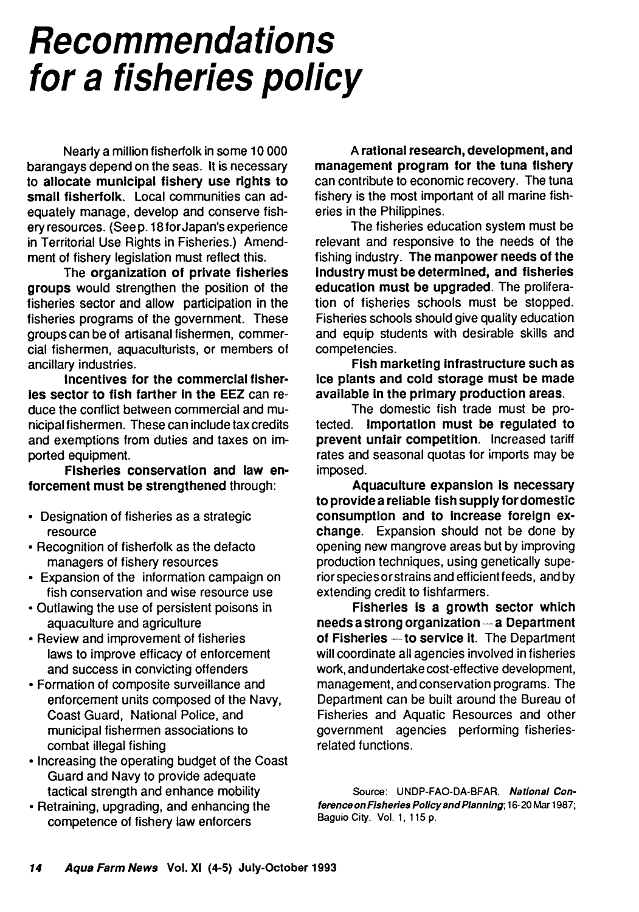# Recommendations for a fisheries policy

Nearly a million fisherfolk in some 10 000 barangays depend on the seas. It is necessary to **allocate municipal fishery use rights to small fisherfolk**. Local communities can adequately manage, develop and conserve fishery resources. (See p. 18 for Japan's experience in Territorial Use Rights in Fisheries.) Amendment of fishery legislation must reflect this.

The **organization of private fisheries groups** would strengthen the position of the fisheries sector and allow participation in the fisheries programs of the government. These groups can be of artisanal fishermen, commercial fishermen, aquaculturists, or members of ancillary industries.

**Incentives for the commercial fisheries sector to fish farther in the EEZ** can reduce the conflict between commercial and municipal fishermen. These can include tax credits and exemptions from duties and taxes on imported equipment.

**Fisheries conservation and law enforcement must be strengthened** through:

- Designation of fisheries as a strategic resource
- Recognition of fisherfolk as the defacto managers of fishery resources
- Expansion of the information campaign on fish conservation and wise resource use
- Outlawing the use of persistent poisons in aquaculture and agriculture
- Review and improvement of fisheries laws to improve efficacy of enforcement and success in convicting offenders
- Formation of composite surveillance and enforcement units composed of the Navy, Coast Guard, National Police, and municipal fishermen associations to combat illegal fishing
- Increasing the operating budget of the Coast Guard and Navy to provide adequate tactical strength and enhance mobility
- Retraining, upgrading, and enhancing the competence of fishery law enforcers

**A rational research, development, and management program for the tuna fishery** can contribute to economic recovery. The tuna fishery is the most important of all marine fisheries in the Philippines.

The fisheries education system must be relevant and responsive to the needs of the fishing industry. **The manpower needs of the industry must be determined, and fisheries education must be upgraded**. The proliferation of fisheries schools must be stopped. Fisheries schools should give quality education and equip students with desirable skills and competencies.

**Fish marketing infrastructure such as ice plants and cold storage must be made available in the primary production areas.**

The domestic fish trade must be protected. **Importation must be regulated to prevent unfair competition.** Increased tariff rates and seasonal quotas for imports may be imposed.

**Aquaculture expansion is necessary to provide a reliable fish supply for domestic consumption and to increase foreign exchange.** Expansion should not be done by opening new mangrove areas but by improving production techniques, using genetically superior species or strains and efficient feeds, and by extending credit to fishfarmers.

**Fisheries is a growth sector which needs a strong organization — a Department of Fisheries — to service it.** The Department will coordinate all agencies involved in fisheries work, and undertake cost-effective development, management, and conservation programs. The Department can be built around the Bureau of Fisheries and Aquatic Resources and other government agencies performing fisheries-related functions.

Source: UNDP-FAO-DA-BFAR. ***National Conference on Fisheries Policy and Planning***; 16-20 Mar 1987; Baguio City. Vol. 1, 115 p.